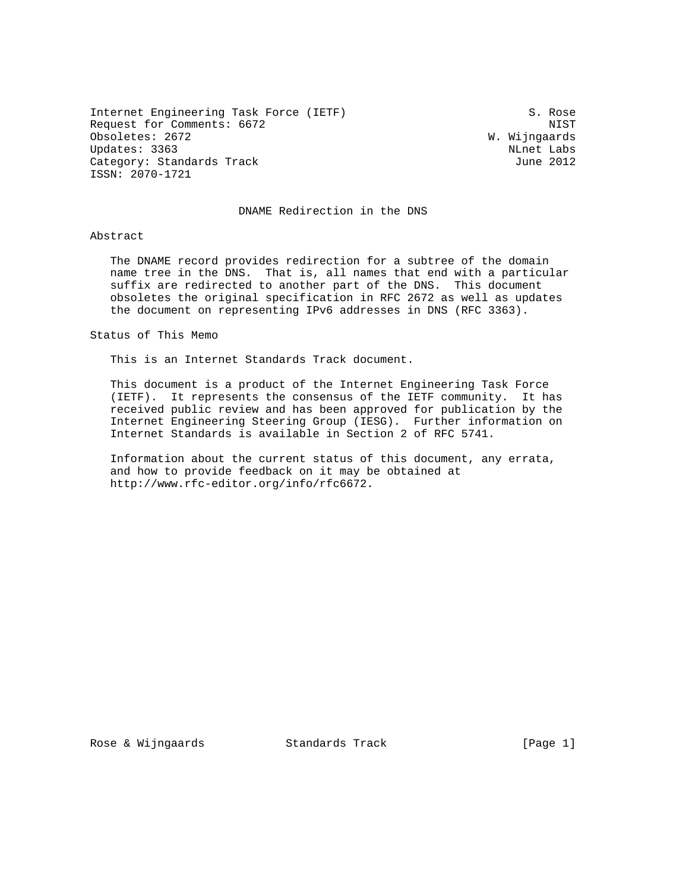Internet Engineering Task Force (IETF) S. Rose
Request for Comments: 6672 NIST
Obsoletes: 2672 W. Wijngaards
Updates: 3363 NLnet Labs
Category: Standards Track June 2012
ISSN: 2070-1721

# DNAME Redirection in the DNS

## Abstract

The DNAME record provides redirection for a subtree of the domain name tree in the DNS. That is, all names that end with a particular suffix are redirected to another part of the DNS. This document obsoletes the original specification in RFC 2672 as well as updates the document on representing IPv6 addresses in DNS (RFC 3363).

## Status of This Memo

This is an Internet Standards Track document.

This document is a product of the Internet Engineering Task Force (IETF). It represents the consensus of the IETF community. It has received public review and has been approved for publication by the Internet Engineering Steering Group (IESG). Further information on Internet Standards is available in Section 2 of RFC 5741.

Information about the current status of this document, any errata, and how to provide feedback on it may be obtained at http://www.rfc-editor.org/info/rfc6672.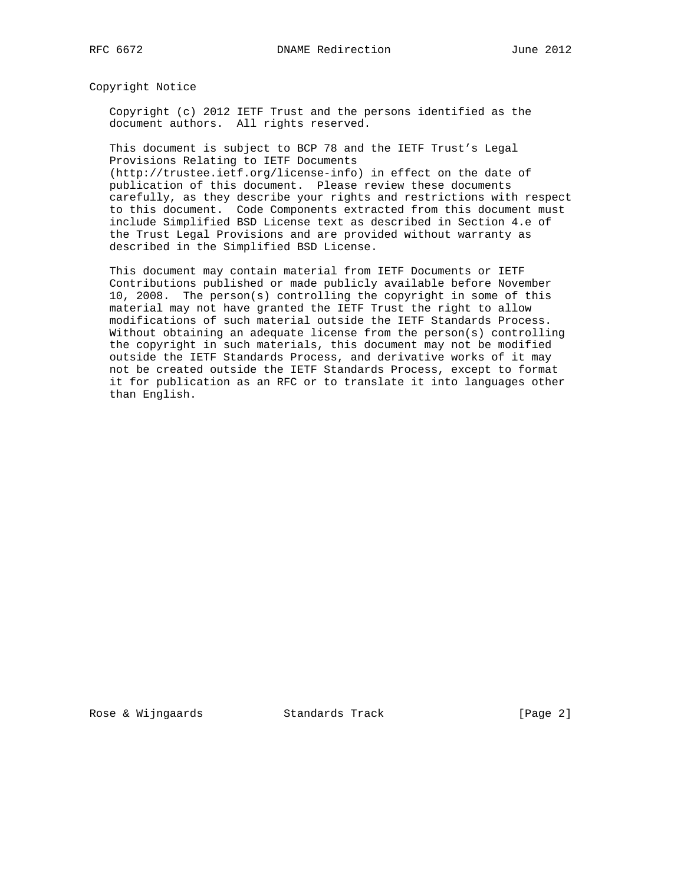## Copyright Notice

Copyright (c) 2012 IETF Trust and the persons identified as the document authors. All rights reserved.

This document is subject to BCP 78 and the IETF Trust's Legal Provisions Relating to IETF Documents (http://trustee.ietf.org/license-info) in effect on the date of publication of this document. Please review these documents carefully, as they describe your rights and restrictions with respect to this document. Code Components extracted from this document must include Simplified BSD License text as described in Section 4.e of the Trust Legal Provisions and are provided without warranty as described in the Simplified BSD License.

This document may contain material from IETF Documents or IETF Contributions published or made publicly available before November 10, 2008. The person(s) controlling the copyright in some of this material may not have granted the IETF Trust the right to allow modifications of such material outside the IETF Standards Process. Without obtaining an adequate license from the person(s) controlling the copyright in such materials, this document may not be modified outside the IETF Standards Process, and derivative works of it may not be created outside the IETF Standards Process, except to format it for publication as an RFC or to translate it into languages other than English.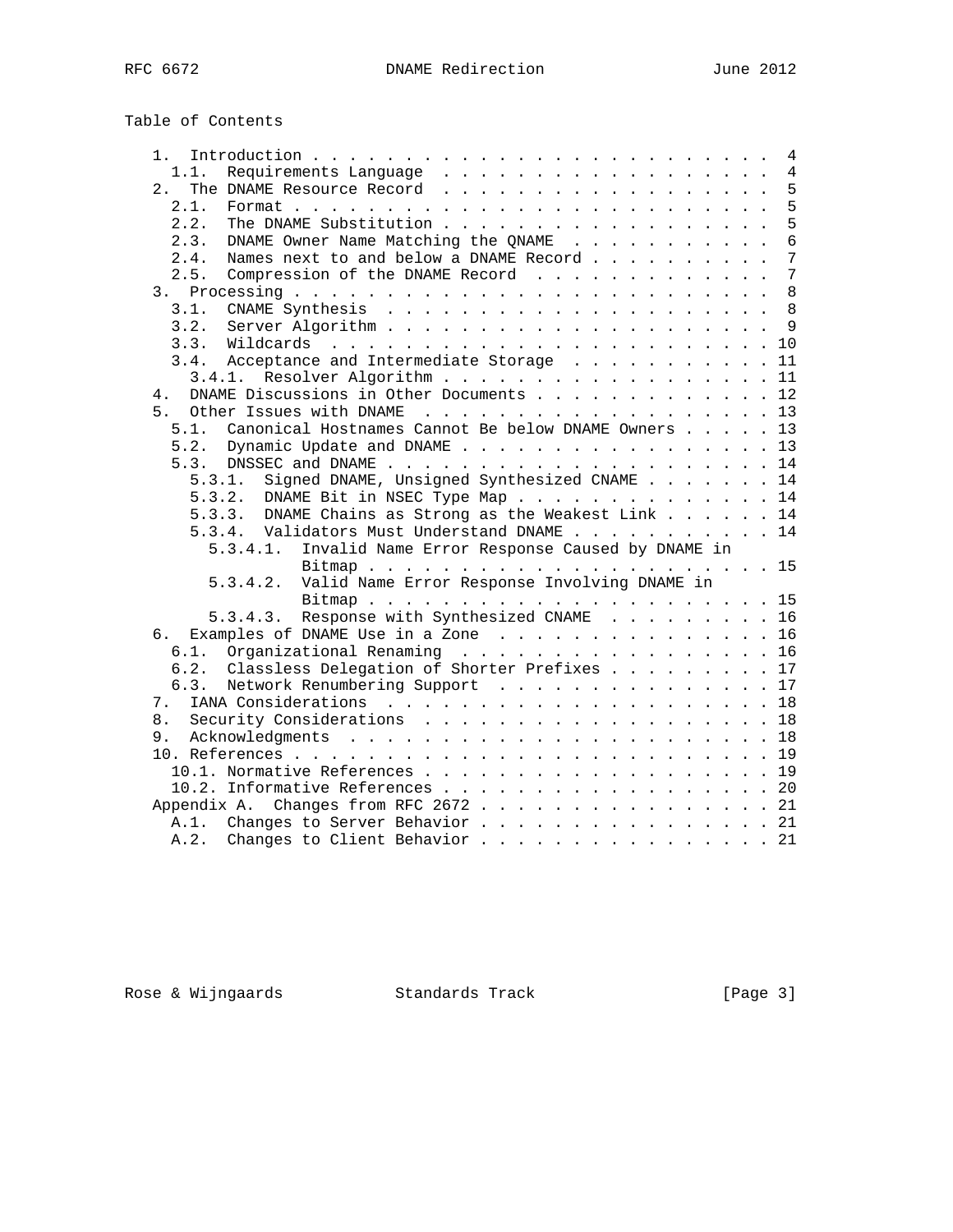Table of Contents

```
   1.  Introduction . . . . . . . . . . . . . . . . . . . . . . . . .  4
     1.1.  Requirements Language  . . . . . . . . . . . . . . . . . .  4
   2.  The DNAME Resource Record  . . . . . . . . . . . . . . . . . .  5
     2.1.  Format . . . . . . . . . . . . . . . . . . . . . . . . . .  5
     2.2.  The DNAME Substitution . . . . . . . . . . . . . . . . . .  5
     2.3.  DNAME Owner Name Matching the QNAME  . . . . . . . . . . .  6
     2.4.  Names next to and below a DNAME Record . . . . . . . . . .  7
     2.5.  Compression of the DNAME Record  . . . . . . . . . . . . .  7
   3.  Processing . . . . . . . . . . . . . . . . . . . . . . . . . .  8
     3.1.  CNAME Synthesis  . . . . . . . . . . . . . . . . . . . . .  8
     3.2.  Server Algorithm . . . . . . . . . . . . . . . . . . . . .  9
     3.3.  Wildcards  . . . . . . . . . . . . . . . . . . . . . . . . 10
     3.4.  Acceptance and Intermediate Storage  . . . . . . . . . . . 11
       3.4.1.  Resolver Algorithm . . . . . . . . . . . . . . . . . . 11
   4.  DNAME Discussions in Other Documents . . . . . . . . . . . . . 12
   5.  Other Issues with DNAME  . . . . . . . . . . . . . . . . . . . 13
     5.1.  Canonical Hostnames Cannot Be below DNAME Owners . . . . . 13
     5.2.  Dynamic Update and DNAME . . . . . . . . . . . . . . . . . 13
     5.3.  DNSSEC and DNAME . . . . . . . . . . . . . . . . . . . . . 14
       5.3.1.  Signed DNAME, Unsigned Synthesized CNAME . . . . . . . 14
       5.3.2.  DNAME Bit in NSEC Type Map . . . . . . . . . . . . . . 14
       5.3.3.  DNAME Chains as Strong as the Weakest Link . . . . . . 14
       5.3.4.  Validators Must Understand DNAME . . . . . . . . . . . 14
         5.3.4.1.  Invalid Name Error Response Caused by DNAME in
                   Bitmap . . . . . . . . . . . . . . . . . . . . . . 15
         5.3.4.2.  Valid Name Error Response Involving DNAME in
                   Bitmap . . . . . . . . . . . . . . . . . . . . . . 15
         5.3.4.3.  Response with Synthesized CNAME  . . . . . . . . . 16
   6.  Examples of DNAME Use in a Zone  . . . . . . . . . . . . . . . 16
     6.1.  Organizational Renaming  . . . . . . . . . . . . . . . . . 16
     6.2.  Classless Delegation of Shorter Prefixes . . . . . . . . . 17
     6.3.  Network Renumbering Support  . . . . . . . . . . . . . . . 17
   7.  IANA Considerations  . . . . . . . . . . . . . . . . . . . . . 18
   8.  Security Considerations  . . . . . . . . . . . . . . . . . . . 18
   9.  Acknowledgments  . . . . . . . . . . . . . . . . . . . . . . . 18
   10. References . . . . . . . . . . . . . . . . . . . . . . . . . . 19
     10.1. Normative References . . . . . . . . . . . . . . . . . . . 19
     10.2. Informative References . . . . . . . . . . . . . . . . . . 20
   Appendix A.  Changes from RFC 2672 . . . . . . . . . . . . . . . . 21
     A.1.  Changes to Server Behavior . . . . . . . . . . . . . . . . 21
     A.2.  Changes to Client Behavior . . . . . . . . . . . . . . . . 21
```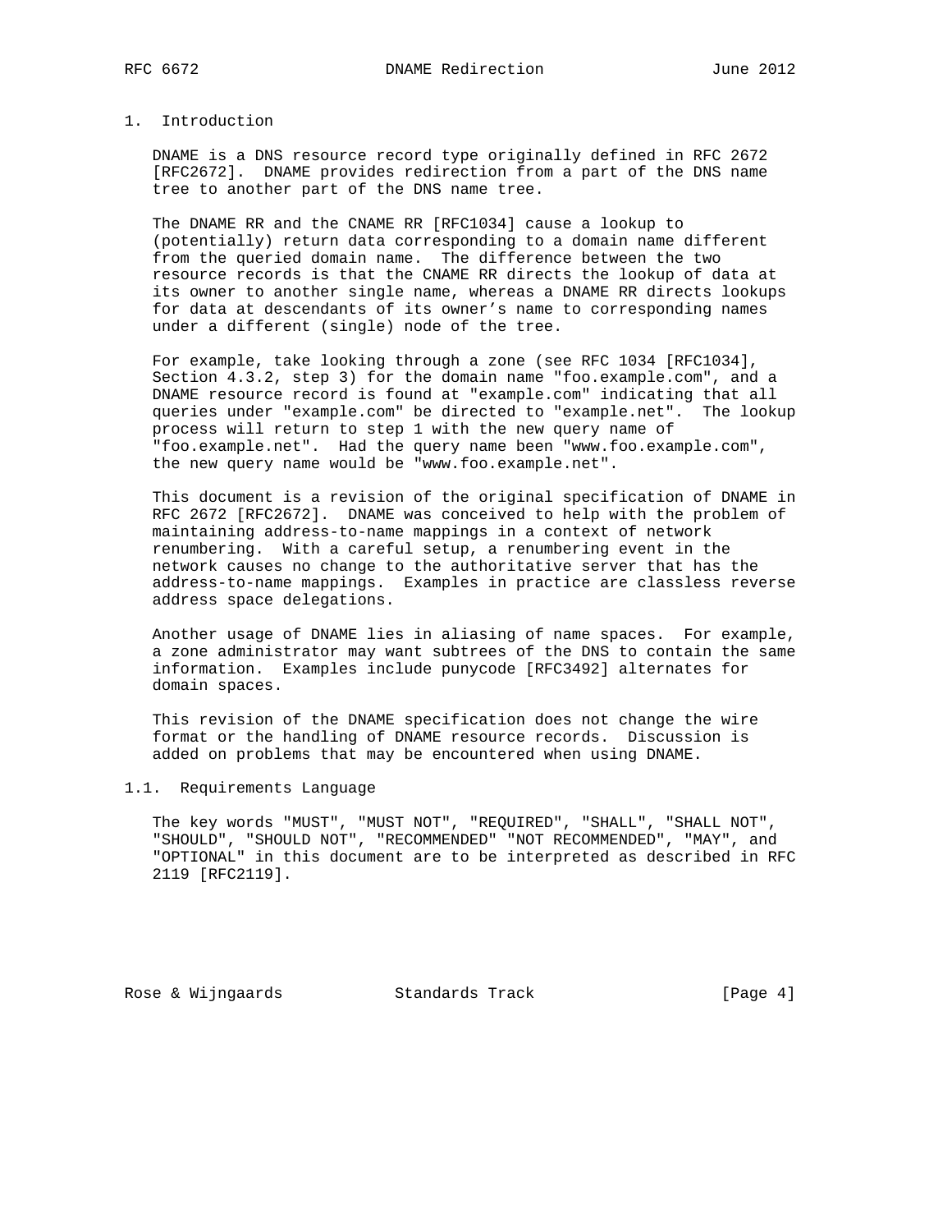# 1. Introduction

DNAME is a DNS resource record type originally defined in RFC 2672 [RFC2672]. DNAME provides redirection from a part of the DNS name tree to another part of the DNS name tree.

The DNAME RR and the CNAME RR [RFC1034] cause a lookup to (potentially) return data corresponding to a domain name different from the queried domain name. The difference between the two resource records is that the CNAME RR directs the lookup of data at its owner to another single name, whereas a DNAME RR directs lookups for data at descendants of its owner's name to corresponding names under a different (single) node of the tree.

For example, take looking through a zone (see RFC 1034 [RFC1034], Section 4.3.2, step 3) for the domain name "foo.example.com", and a DNAME resource record is found at "example.com" indicating that all queries under "example.com" be directed to "example.net". The lookup process will return to step 1 with the new query name of "foo.example.net". Had the query name been "www.foo.example.com", the new query name would be "www.foo.example.net".

This document is a revision of the original specification of DNAME in RFC 2672 [RFC2672]. DNAME was conceived to help with the problem of maintaining address-to-name mappings in a context of network renumbering. With a careful setup, a renumbering event in the network causes no change to the authoritative server that has the address-to-name mappings. Examples in practice are classless reverse address space delegations.

Another usage of DNAME lies in aliasing of name spaces. For example, a zone administrator may want subtrees of the DNS to contain the same information. Examples include punycode [RFC3492] alternates for domain spaces.

This revision of the DNAME specification does not change the wire format or the handling of DNAME resource records. Discussion is added on problems that may be encountered when using DNAME.

## 1.1. Requirements Language

The key words "MUST", "MUST NOT", "REQUIRED", "SHALL", "SHALL NOT", "SHOULD", "SHOULD NOT", "RECOMMENDED" "NOT RECOMMENDED", "MAY", and "OPTIONAL" in this document are to be interpreted as described in RFC 2119 [RFC2119].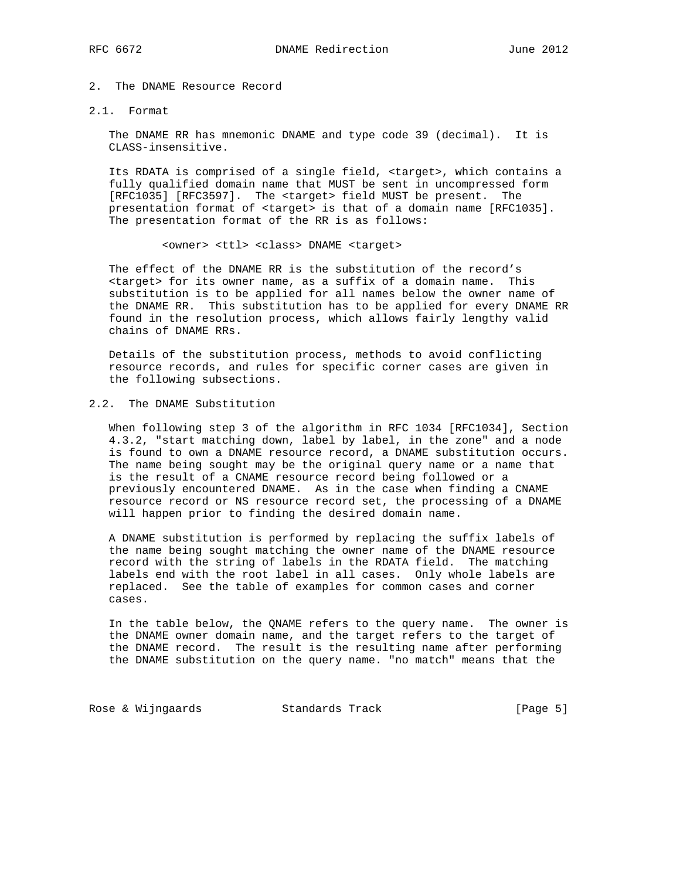## 2. The DNAME Resource Record

### 2.1. Format

The DNAME RR has mnemonic DNAME and type code 39 (decimal). It is CLASS-insensitive.

Its RDATA is comprised of a single field, <target>, which contains a fully qualified domain name that MUST be sent in uncompressed form [RFC1035] [RFC3597]. The <target> field MUST be present. The presentation format of <target> is that of a domain name [RFC1035]. The presentation format of the RR is as follows:

```
<owner> <ttl> <class> DNAME <target>
```

The effect of the DNAME RR is the substitution of the record's <target> for its owner name, as a suffix of a domain name. This substitution is to be applied for all names below the owner name of the DNAME RR. This substitution has to be applied for every DNAME RR found in the resolution process, which allows fairly lengthy valid chains of DNAME RRs.

Details of the substitution process, methods to avoid conflicting resource records, and rules for specific corner cases are given in the following subsections.

### 2.2. The DNAME Substitution

When following step 3 of the algorithm in RFC 1034 [RFC1034], Section 4.3.2, "start matching down, label by label, in the zone" and a node is found to own a DNAME resource record, a DNAME substitution occurs. The name being sought may be the original query name or a name that is the result of a CNAME resource record being followed or a previously encountered DNAME. As in the case when finding a CNAME resource record or NS resource record set, the processing of a DNAME will happen prior to finding the desired domain name.

A DNAME substitution is performed by replacing the suffix labels of the name being sought matching the owner name of the DNAME resource record with the string of labels in the RDATA field. The matching labels end with the root label in all cases. Only whole labels are replaced. See the table of examples for common cases and corner cases.

In the table below, the QNAME refers to the query name. The owner is the DNAME owner domain name, and the target refers to the target of the DNAME record. The result is the resulting name after performing the DNAME substitution on the query name. "no match" means that the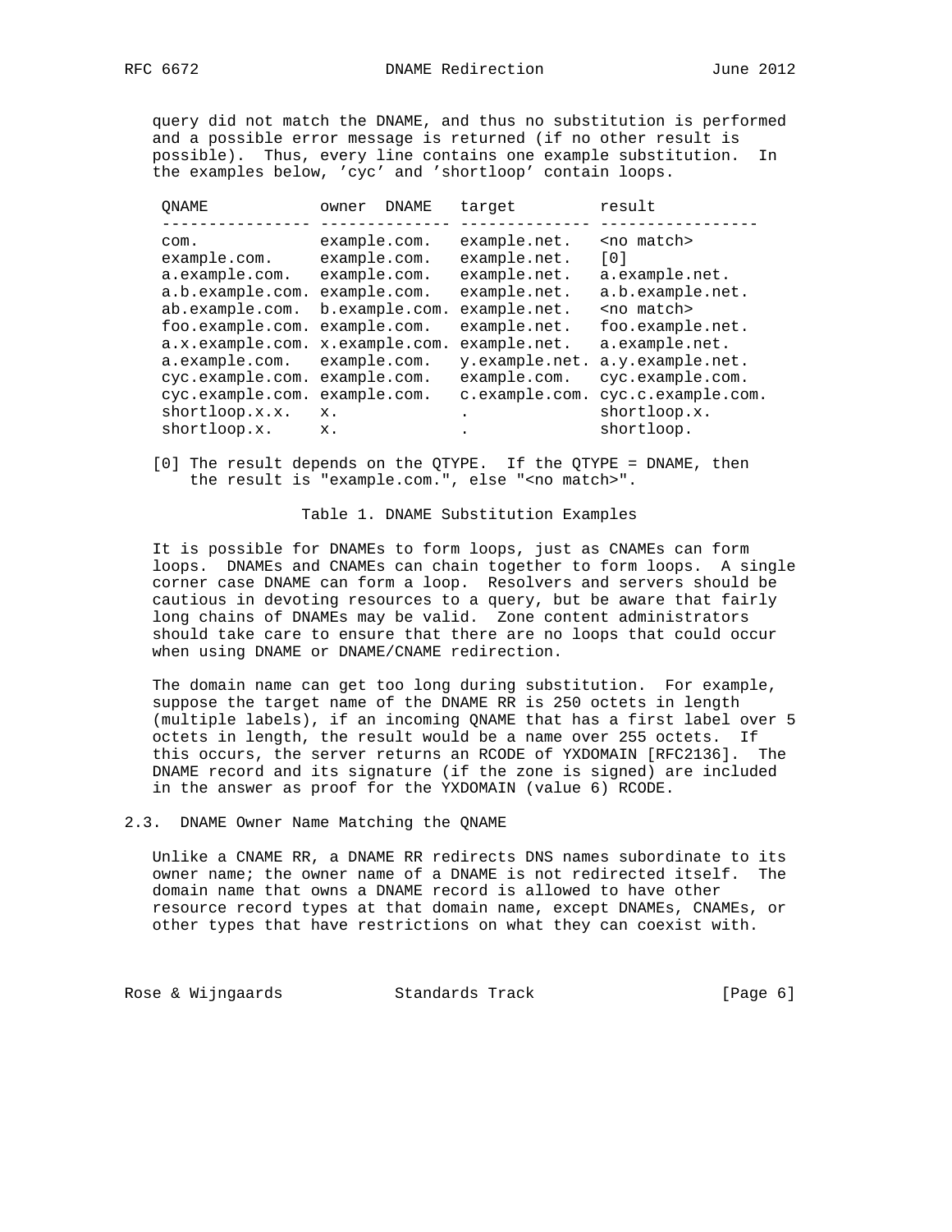query did not match the DNAME, and thus no substitution is performed and a possible error message is returned (if no other result is possible). Thus, every line contains one example substitution. In the examples below, 'cyc' and 'shortloop' contain loops.

| QNAME | owner DNAME | target | result |
|---|---|---|---|
| com. | example.com. | example.net. | <no match> |
| example.com. | example.com. | example.net. | [0] |
| a.example.com. | example.com. | example.net. | a.example.net. |
| a.b.example.com. | example.com. | example.net. | a.b.example.net. |
| ab.example.com. | b.example.com. | example.net. | <no match> |
| foo.example.com. | example.com. | example.net. | foo.example.net. |
| a.x.example.com. | x.example.com. | example.net. | a.example.net. |
| a.example.com. | example.com. | y.example.net. | a.y.example.net. |
| cyc.example.com. | example.com. | example.com. | cyc.example.com. |
| cyc.example.com. | example.com. | c.example.com. | cyc.c.example.com. |
| shortloop.x.x. | x. | . | shortloop.x. |
| shortloop.x. | x. | . | shortloop. |

[0] The result depends on the QTYPE. If the QTYPE = DNAME, then the result is "example.com.", else "<no match>".

Table 1. DNAME Substitution Examples

It is possible for DNAMEs to form loops, just as CNAMEs can form loops. DNAMEs and CNAMEs can chain together to form loops. A single corner case DNAME can form a loop. Resolvers and servers should be cautious in devoting resources to a query, but be aware that fairly long chains of DNAMEs may be valid. Zone content administrators should take care to ensure that there are no loops that could occur when using DNAME or DNAME/CNAME redirection.

The domain name can get too long during substitution. For example, suppose the target name of the DNAME RR is 250 octets in length (multiple labels), if an incoming QNAME that has a first label over 5 octets in length, the result would be a name over 255 octets. If this occurs, the server returns an RCODE of YXDOMAIN [RFC2136]. The DNAME record and its signature (if the zone is signed) are included in the answer as proof for the YXDOMAIN (value 6) RCODE.

## 2.3. DNAME Owner Name Matching the QNAME

Unlike a CNAME RR, a DNAME RR redirects DNS names subordinate to its owner name; the owner name of a DNAME is not redirected itself. The domain name that owns a DNAME record is allowed to have other resource record types at that domain name, except DNAMEs, CNAMEs, or other types that have restrictions on what they can coexist with.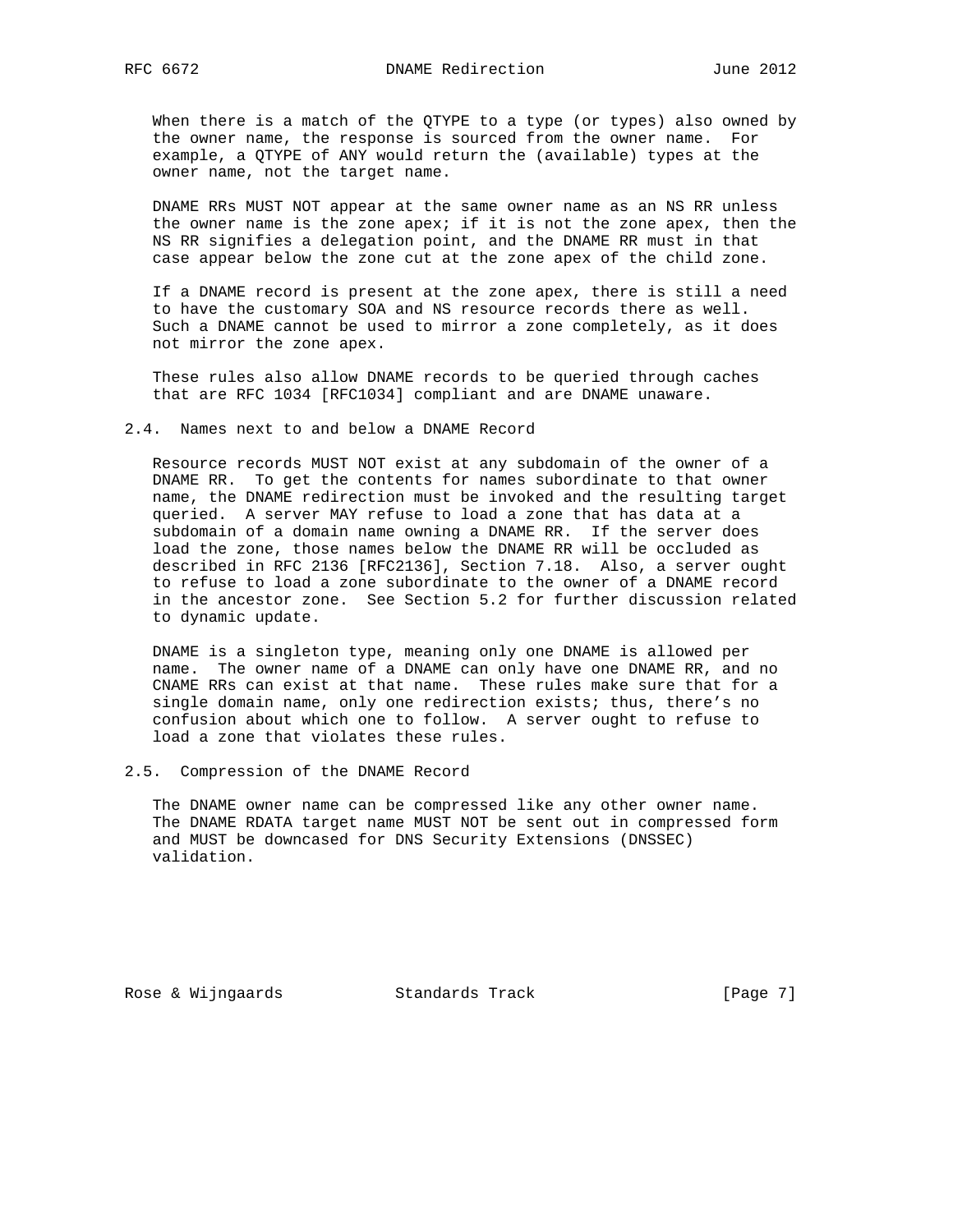When there is a match of the QTYPE to a type (or types) also owned by the owner name, the response is sourced from the owner name. For example, a QTYPE of ANY would return the (available) types at the owner name, not the target name.

DNAME RRs MUST NOT appear at the same owner name as an NS RR unless the owner name is the zone apex; if it is not the zone apex, then the NS RR signifies a delegation point, and the DNAME RR must in that case appear below the zone cut at the zone apex of the child zone.

If a DNAME record is present at the zone apex, there is still a need to have the customary SOA and NS resource records there as well. Such a DNAME cannot be used to mirror a zone completely, as it does not mirror the zone apex.

These rules also allow DNAME records to be queried through caches that are RFC 1034 [RFC1034] compliant and are DNAME unaware.

### 2.4. Names next to and below a DNAME Record

Resource records MUST NOT exist at any subdomain of the owner of a DNAME RR. To get the contents for names subordinate to that owner name, the DNAME redirection must be invoked and the resulting target queried. A server MAY refuse to load a zone that has data at a subdomain of a domain name owning a DNAME RR. If the server does load the zone, those names below the DNAME RR will be occluded as described in RFC 2136 [RFC2136], Section 7.18. Also, a server ought to refuse to load a zone subordinate to the owner of a DNAME record in the ancestor zone. See Section 5.2 for further discussion related to dynamic update.

DNAME is a singleton type, meaning only one DNAME is allowed per name. The owner name of a DNAME can only have one DNAME RR, and no CNAME RRs can exist at that name. These rules make sure that for a single domain name, only one redirection exists; thus, there's no confusion about which one to follow. A server ought to refuse to load a zone that violates these rules.

### 2.5. Compression of the DNAME Record

The DNAME owner name can be compressed like any other owner name. The DNAME RDATA target name MUST NOT be sent out in compressed form and MUST be downcased for DNS Security Extensions (DNSSEC) validation.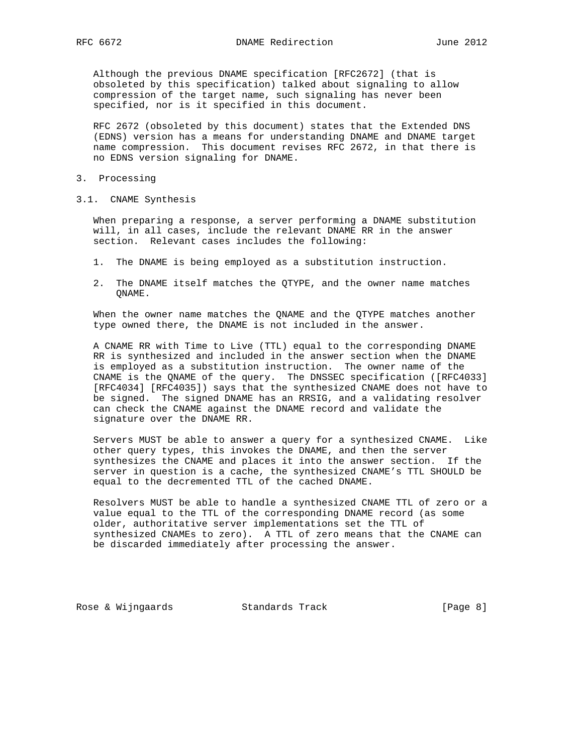Although the previous DNAME specification [RFC2672] (that is obsoleted by this specification) talked about signaling to allow compression of the target name, such signaling has never been specified, nor is it specified in this document.

RFC 2672 (obsoleted by this document) states that the Extended DNS (EDNS) version has a means for understanding DNAME and DNAME target name compression. This document revises RFC 2672, in that there is no EDNS version signaling for DNAME.

## 3. Processing

### 3.1. CNAME Synthesis

When preparing a response, a server performing a DNAME substitution will, in all cases, include the relevant DNAME RR in the answer section. Relevant cases includes the following:

1. The DNAME is being employed as a substitution instruction.

2. The DNAME itself matches the QTYPE, and the owner name matches QNAME.

When the owner name matches the QNAME and the QTYPE matches another type owned there, the DNAME is not included in the answer.

A CNAME RR with Time to Live (TTL) equal to the corresponding DNAME RR is synthesized and included in the answer section when the DNAME is employed as a substitution instruction. The owner name of the CNAME is the QNAME of the query. The DNSSEC specification ([RFC4033] [RFC4034] [RFC4035]) says that the synthesized CNAME does not have to be signed. The signed DNAME has an RRSIG, and a validating resolver can check the CNAME against the DNAME record and validate the signature over the DNAME RR.

Servers MUST be able to answer a query for a synthesized CNAME. Like other query types, this invokes the DNAME, and then the server synthesizes the CNAME and places it into the answer section. If the server in question is a cache, the synthesized CNAME's TTL SHOULD be equal to the decremented TTL of the cached DNAME.

Resolvers MUST be able to handle a synthesized CNAME TTL of zero or a value equal to the TTL of the corresponding DNAME record (as some older, authoritative server implementations set the TTL of synthesized CNAMEs to zero). A TTL of zero means that the CNAME can be discarded immediately after processing the answer.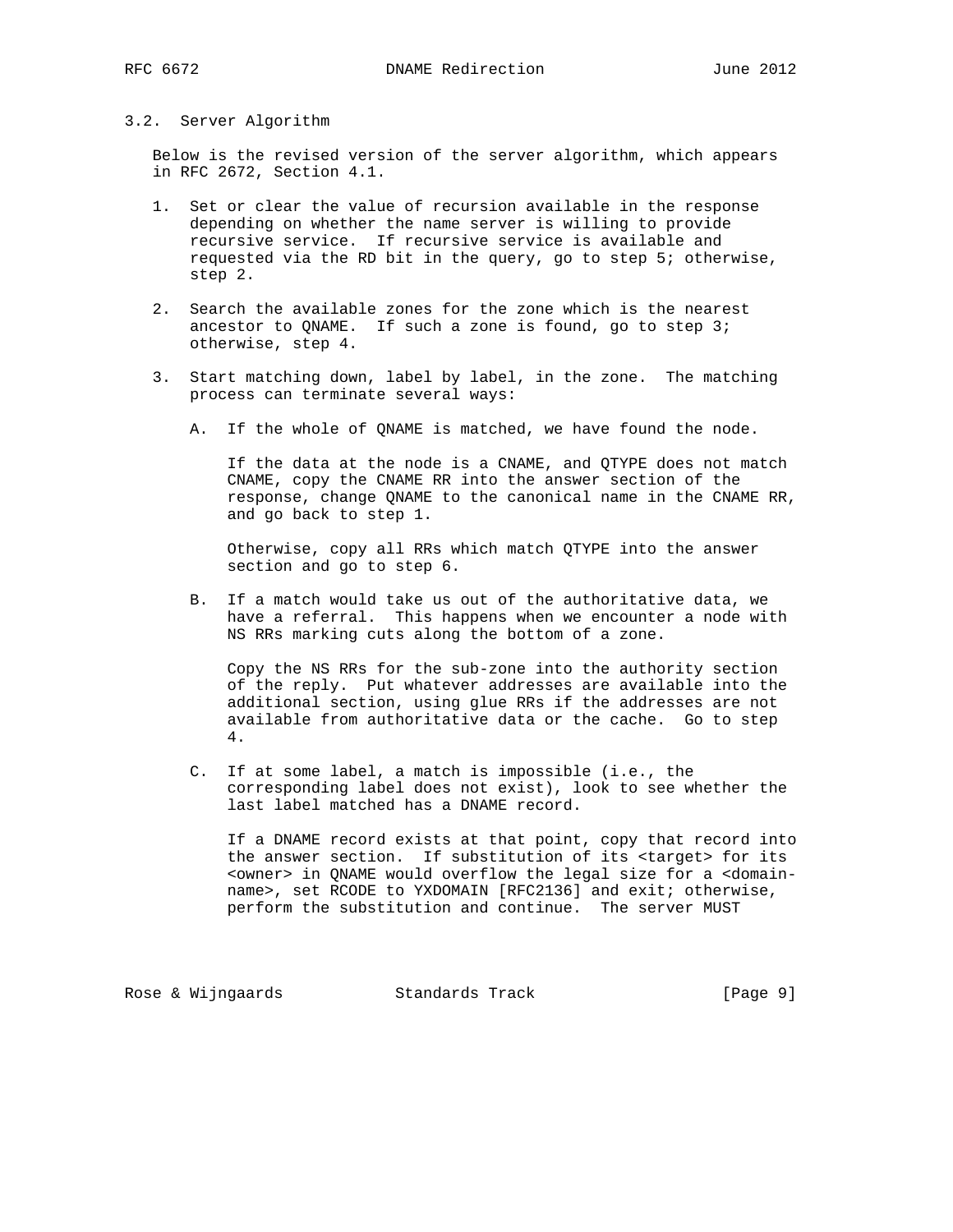### 3.2. Server Algorithm

Below is the revised version of the server algorithm, which appears in RFC 2672, Section 4.1.

1. Set or clear the value of recursion available in the response depending on whether the name server is willing to provide recursive service. If recursive service is available and requested via the RD bit in the query, go to step 5; otherwise, step 2.

2. Search the available zones for the zone which is the nearest ancestor to QNAME. If such a zone is found, go to step 3; otherwise, step 4.

3. Start matching down, label by label, in the zone. The matching process can terminate several ways:

   A. If the whole of QNAME is matched, we have found the node.

      If the data at the node is a CNAME, and QTYPE does not match CNAME, copy the CNAME RR into the answer section of the response, change QNAME to the canonical name in the CNAME RR, and go back to step 1.

      Otherwise, copy all RRs which match QTYPE into the answer section and go to step 6.

   B. If a match would take us out of the authoritative data, we have a referral. This happens when we encounter a node with NS RRs marking cuts along the bottom of a zone.

      Copy the NS RRs for the sub-zone into the authority section of the reply. Put whatever addresses are available into the additional section, using glue RRs if the addresses are not available from authoritative data or the cache. Go to step 4.

   C. If at some label, a match is impossible (i.e., the corresponding label does not exist), look to see whether the last label matched has a DNAME record.

      If a DNAME record exists at that point, copy that record into the answer section. If substitution of its <target> for its <owner> in QNAME would overflow the legal size for a <domain-name>, set RCODE to YXDOMAIN [RFC2136] and exit; otherwise, perform the substitution and continue. The server MUST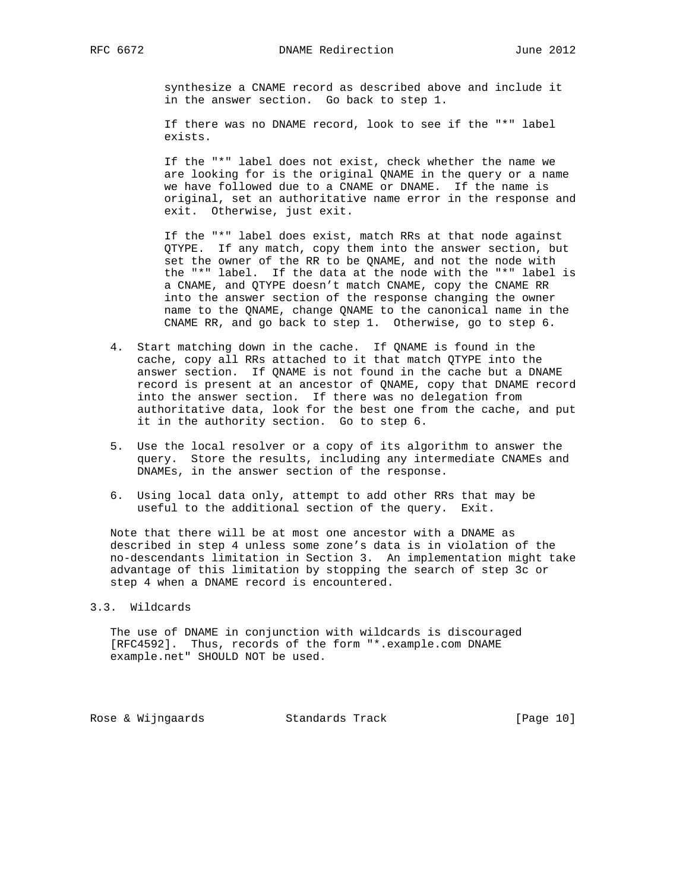synthesize a CNAME record as described above and include it in the answer section. Go back to step 1.

If there was no DNAME record, look to see if the "*" label exists.

If the "*" label does not exist, check whether the name we are looking for is the original QNAME in the query or a name we have followed due to a CNAME or DNAME. If the name is original, set an authoritative name error in the response and exit. Otherwise, just exit.

If the "*" label does exist, match RRs at that node against QTYPE. If any match, copy them into the answer section, but set the owner of the RR to be QNAME, and not the node with the "*" label. If the data at the node with the "*" label is a CNAME, and QTYPE doesn't match CNAME, copy the CNAME RR into the answer section of the response changing the owner name to the QNAME, change QNAME to the canonical name in the CNAME RR, and go back to step 1. Otherwise, go to step 6.

4. Start matching down in the cache. If QNAME is found in the cache, copy all RRs attached to it that match QTYPE into the answer section. If QNAME is not found in the cache but a DNAME record is present at an ancestor of QNAME, copy that DNAME record into the answer section. If there was no delegation from authoritative data, look for the best one from the cache, and put it in the authority section. Go to step 6.

5. Use the local resolver or a copy of its algorithm to answer the query. Store the results, including any intermediate CNAMEs and DNAMEs, in the answer section of the response.

6. Using local data only, attempt to add other RRs that may be useful to the additional section of the query. Exit.

Note that there will be at most one ancestor with a DNAME as described in step 4 unless some zone's data is in violation of the no-descendants limitation in Section 3. An implementation might take advantage of this limitation by stopping the search of step 3c or step 4 when a DNAME record is encountered.

### 3.3. Wildcards

The use of DNAME in conjunction with wildcards is discouraged [RFC4592]. Thus, records of the form "*.example.com DNAME example.net" SHOULD NOT be used.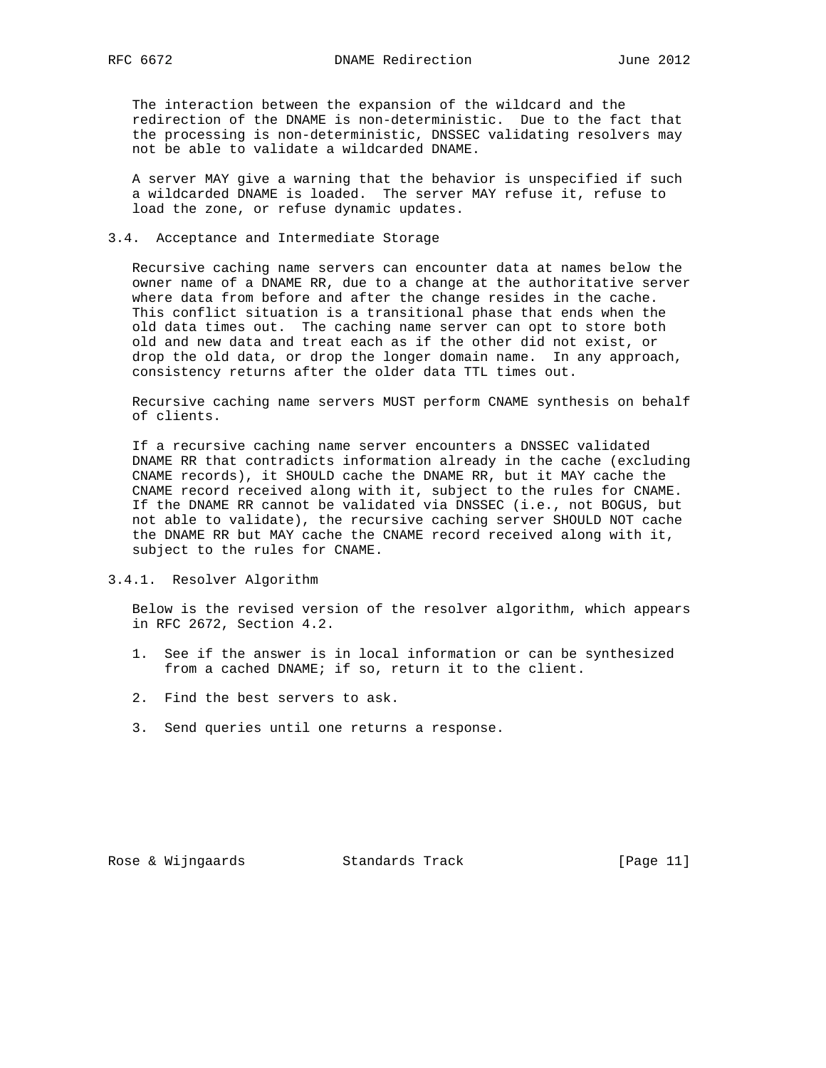The interaction between the expansion of the wildcard and the redirection of the DNAME is non-deterministic. Due to the fact that the processing is non-deterministic, DNSSEC validating resolvers may not be able to validate a wildcarded DNAME.

A server MAY give a warning that the behavior is unspecified if such a wildcarded DNAME is loaded. The server MAY refuse it, refuse to load the zone, or refuse dynamic updates.

### 3.4. Acceptance and Intermediate Storage

Recursive caching name servers can encounter data at names below the owner name of a DNAME RR, due to a change at the authoritative server where data from before and after the change resides in the cache. This conflict situation is a transitional phase that ends when the old data times out. The caching name server can opt to store both old and new data and treat each as if the other did not exist, or drop the old data, or drop the longer domain name. In any approach, consistency returns after the older data TTL times out.

Recursive caching name servers MUST perform CNAME synthesis on behalf of clients.

If a recursive caching name server encounters a DNSSEC validated DNAME RR that contradicts information already in the cache (excluding CNAME records), it SHOULD cache the DNAME RR, but it MAY cache the CNAME record received along with it, subject to the rules for CNAME. If the DNAME RR cannot be validated via DNSSEC (i.e., not BOGUS, but not able to validate), the recursive caching server SHOULD NOT cache the DNAME RR but MAY cache the CNAME record received along with it, subject to the rules for CNAME.

#### 3.4.1. Resolver Algorithm

Below is the revised version of the resolver algorithm, which appears in RFC 2672, Section 4.2.

1. See if the answer is in local information or can be synthesized from a cached DNAME; if so, return it to the client.

2. Find the best servers to ask.

3. Send queries until one returns a response.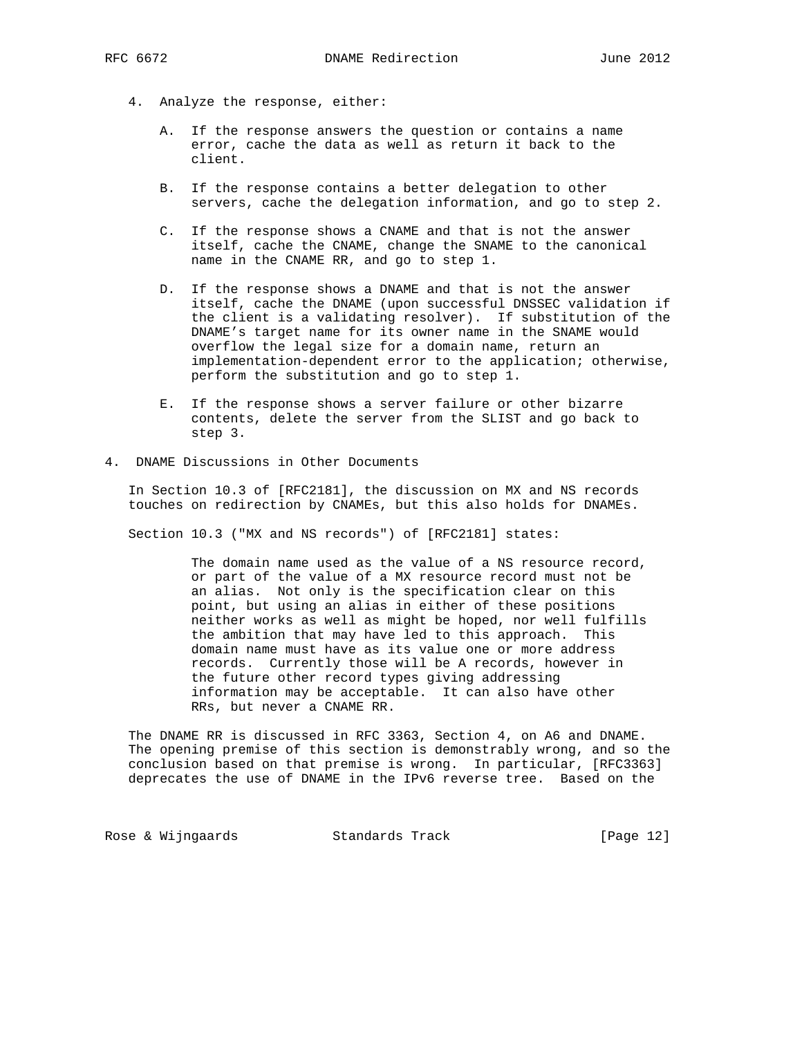4. Analyze the response, either:

   A. If the response answers the question or contains a name error, cache the data as well as return it back to the client.

   B. If the response contains a better delegation to other servers, cache the delegation information, and go to step 2.

   C. If the response shows a CNAME and that is not the answer itself, cache the CNAME, change the SNAME to the canonical name in the CNAME RR, and go to step 1.

   D. If the response shows a DNAME and that is not the answer itself, cache the DNAME (upon successful DNSSEC validation if the client is a validating resolver). If substitution of the DNAME's target name for its owner name in the SNAME would overflow the legal size for a domain name, return an implementation-dependent error to the application; otherwise, perform the substitution and go to step 1.

   E. If the response shows a server failure or other bizarre contents, delete the server from the SLIST and go back to step 3.

## 4. DNAME Discussions in Other Documents

In Section 10.3 of [RFC2181], the discussion on MX and NS records touches on redirection by CNAMEs, but this also holds for DNAMEs.

Section 10.3 ("MX and NS records") of [RFC2181] states:

> The domain name used as the value of a NS resource record, or part of the value of a MX resource record must not be an alias. Not only is the specification clear on this point, but using an alias in either of these positions neither works as well as might be hoped, nor well fulfills the ambition that may have led to this approach. This domain name must have as its value one or more address records. Currently those will be A records, however in the future other record types giving addressing information may be acceptable. It can also have other RRs, but never a CNAME RR.

The DNAME RR is discussed in RFC 3363, Section 4, on A6 and DNAME. The opening premise of this section is demonstrably wrong, and so the conclusion based on that premise is wrong. In particular, [RFC3363] deprecates the use of DNAME in the IPv6 reverse tree. Based on the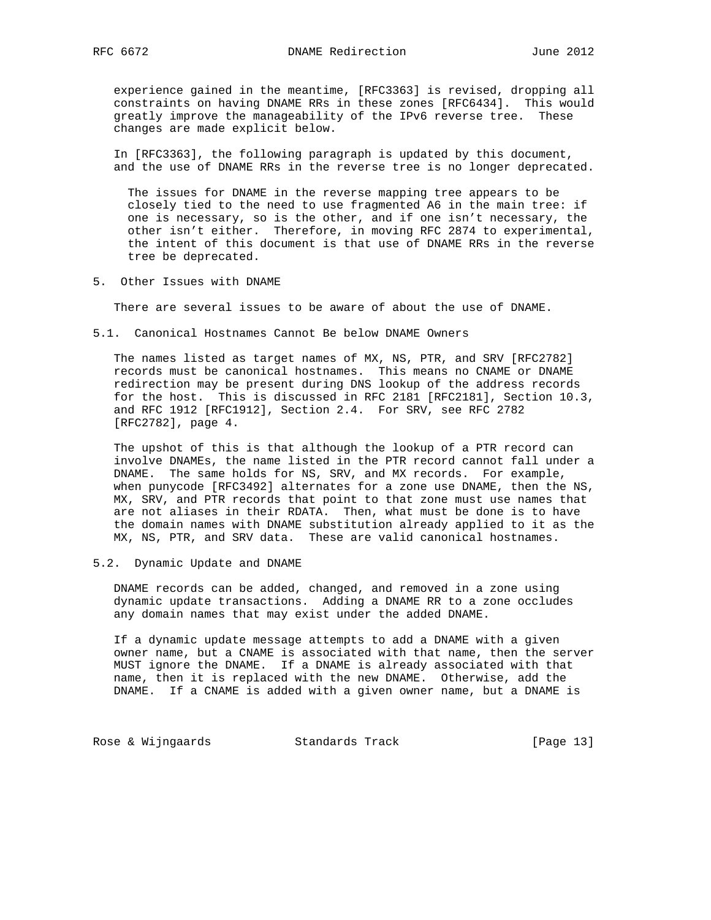experience gained in the meantime, [RFC3363] is revised, dropping all constraints on having DNAME RRs in these zones [RFC6434]. This would greatly improve the manageability of the IPv6 reverse tree. These changes are made explicit below.

In [RFC3363], the following paragraph is updated by this document, and the use of DNAME RRs in the reverse tree is no longer deprecated.

> The issues for DNAME in the reverse mapping tree appears to be closely tied to the need to use fragmented A6 in the main tree: if one is necessary, so is the other, and if one isn't necessary, the other isn't either. Therefore, in moving RFC 2874 to experimental, the intent of this document is that use of DNAME RRs in the reverse tree be deprecated.

## 5. Other Issues with DNAME

There are several issues to be aware of about the use of DNAME.

### 5.1. Canonical Hostnames Cannot Be below DNAME Owners

The names listed as target names of MX, NS, PTR, and SRV [RFC2782] records must be canonical hostnames. This means no CNAME or DNAME redirection may be present during DNS lookup of the address records for the host. This is discussed in RFC 2181 [RFC2181], Section 10.3, and RFC 1912 [RFC1912], Section 2.4. For SRV, see RFC 2782 [RFC2782], page 4.

The upshot of this is that although the lookup of a PTR record can involve DNAMEs, the name listed in the PTR record cannot fall under a DNAME. The same holds for NS, SRV, and MX records. For example, when punycode [RFC3492] alternates for a zone use DNAME, then the NS, MX, SRV, and PTR records that point to that zone must use names that are not aliases in their RDATA. Then, what must be done is to have the domain names with DNAME substitution already applied to it as the MX, NS, PTR, and SRV data. These are valid canonical hostnames.

### 5.2. Dynamic Update and DNAME

DNAME records can be added, changed, and removed in a zone using dynamic update transactions. Adding a DNAME RR to a zone occludes any domain names that may exist under the added DNAME.

If a dynamic update message attempts to add a DNAME with a given owner name, but a CNAME is associated with that name, then the server MUST ignore the DNAME. If a DNAME is already associated with that name, then it is replaced with the new DNAME. Otherwise, add the DNAME. If a CNAME is added with a given owner name, but a DNAME is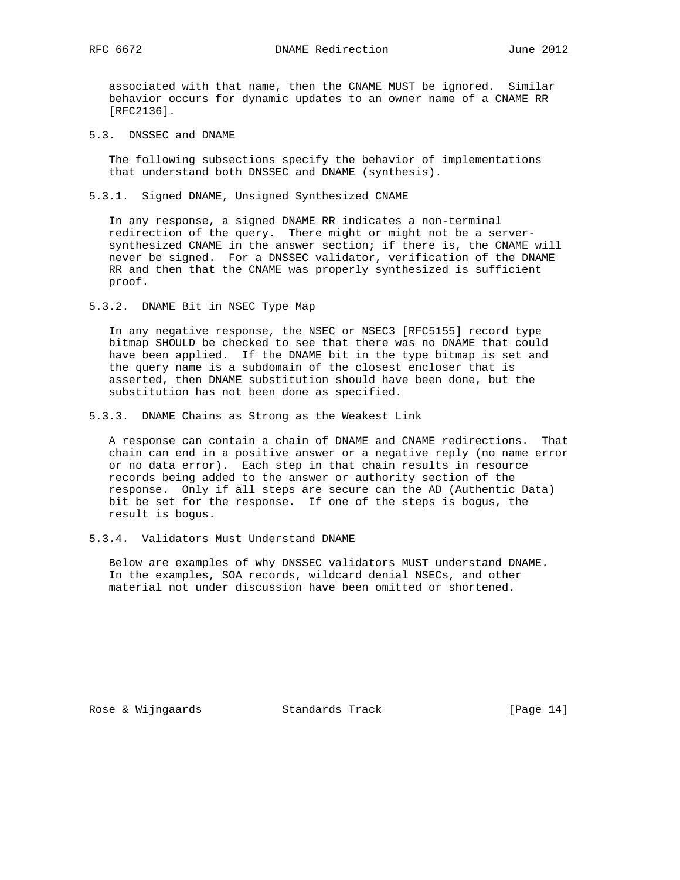associated with that name, then the CNAME MUST be ignored. Similar behavior occurs for dynamic updates to an owner name of a CNAME RR [RFC2136].

### 5.3. DNSSEC and DNAME

The following subsections specify the behavior of implementations that understand both DNSSEC and DNAME (synthesis).

#### 5.3.1. Signed DNAME, Unsigned Synthesized CNAME

In any response, a signed DNAME RR indicates a non-terminal redirection of the query. There might or might not be a server-synthesized CNAME in the answer section; if there is, the CNAME will never be signed. For a DNSSEC validator, verification of the DNAME RR and then that the CNAME was properly synthesized is sufficient proof.

#### 5.3.2. DNAME Bit in NSEC Type Map

In any negative response, the NSEC or NSEC3 [RFC5155] record type bitmap SHOULD be checked to see that there was no DNAME that could have been applied. If the DNAME bit in the type bitmap is set and the query name is a subdomain of the closest encloser that is asserted, then DNAME substitution should have been done, but the substitution has not been done as specified.

#### 5.3.3. DNAME Chains as Strong as the Weakest Link

A response can contain a chain of DNAME and CNAME redirections. That chain can end in a positive answer or a negative reply (no name error or no data error). Each step in that chain results in resource records being added to the answer or authority section of the response. Only if all steps are secure can the AD (Authentic Data) bit be set for the response. If one of the steps is bogus, the result is bogus.

#### 5.3.4. Validators Must Understand DNAME

Below are examples of why DNSSEC validators MUST understand DNAME. In the examples, SOA records, wildcard denial NSECs, and other material not under discussion have been omitted or shortened.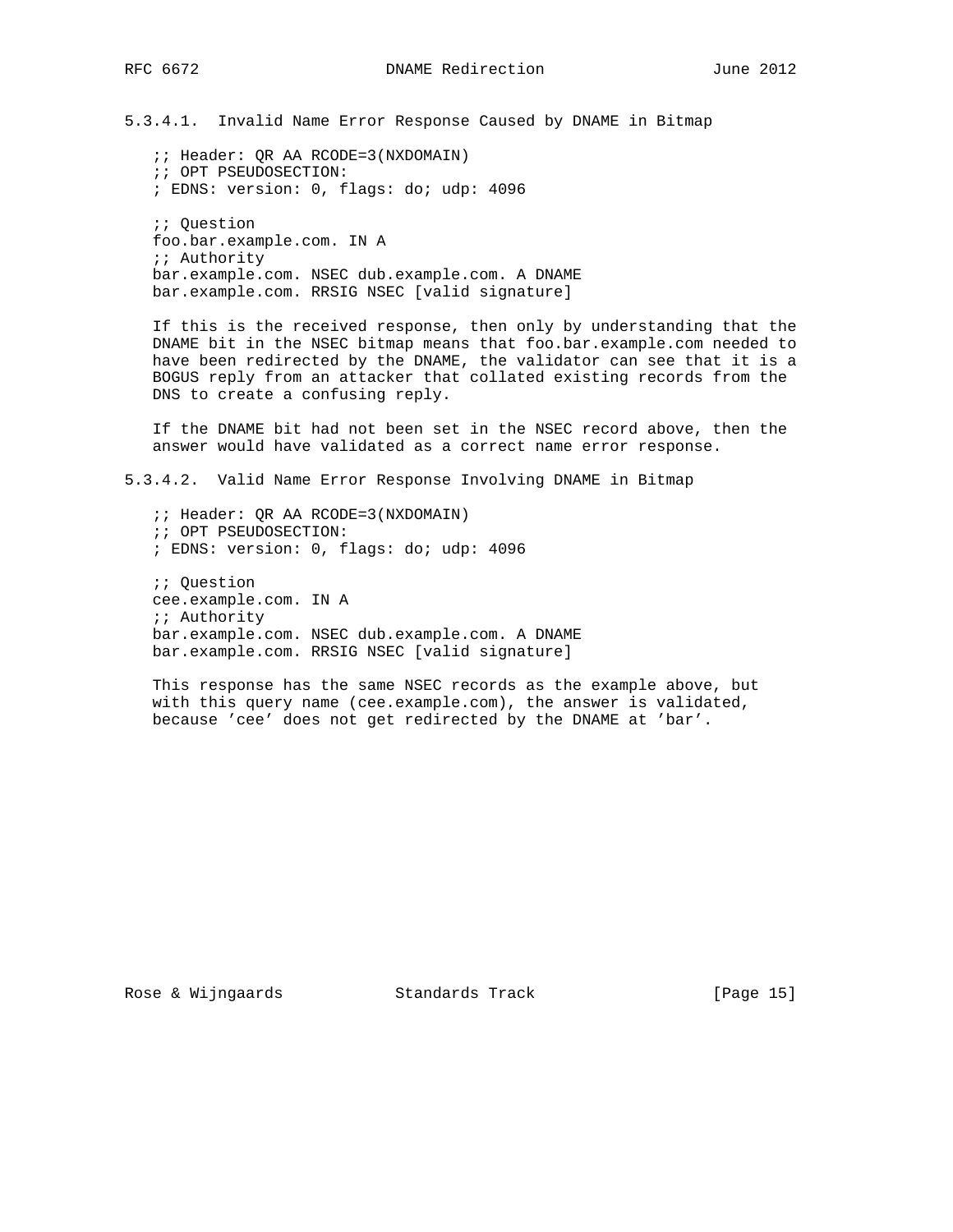#### 5.3.4.1. Invalid Name Error Response Caused by DNAME in Bitmap

```
;; Header: QR AA RCODE=3(NXDOMAIN)
;; OPT PSEUDOSECTION:
; EDNS: version: 0, flags: do; udp: 4096

;; Question
foo.bar.example.com. IN A
;; Authority
bar.example.com. NSEC dub.example.com. A DNAME
bar.example.com. RRSIG NSEC [valid signature]
```

If this is the received response, then only by understanding that the DNAME bit in the NSEC bitmap means that foo.bar.example.com needed to have been redirected by the DNAME, the validator can see that it is a BOGUS reply from an attacker that collated existing records from the DNS to create a confusing reply.

If the DNAME bit had not been set in the NSEC record above, then the answer would have validated as a correct name error response.

#### 5.3.4.2. Valid Name Error Response Involving DNAME in Bitmap

```
;; Header: QR AA RCODE=3(NXDOMAIN)
;; OPT PSEUDOSECTION:
; EDNS: version: 0, flags: do; udp: 4096

;; Question
cee.example.com. IN A
;; Authority
bar.example.com. NSEC dub.example.com. A DNAME
bar.example.com. RRSIG NSEC [valid signature]
```

This response has the same NSEC records as the example above, but with this query name (cee.example.com), the answer is validated, because 'cee' does not get redirected by the DNAME at 'bar'.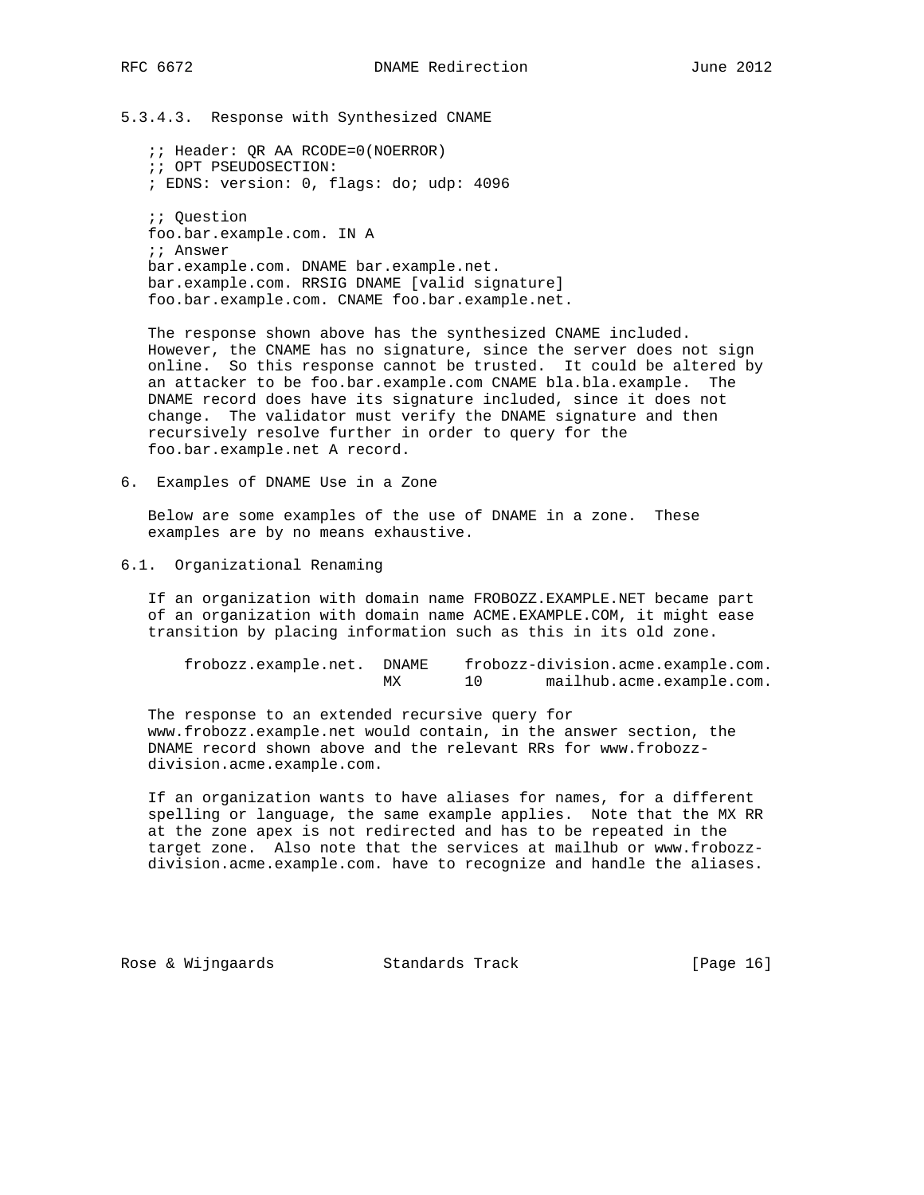#### 5.3.4.3. Response with Synthesized CNAME

```
;; Header: QR AA RCODE=0(NOERROR)
;; OPT PSEUDOSECTION:
; EDNS: version: 0, flags: do; udp: 4096

;; Question
foo.bar.example.com. IN A
;; Answer
bar.example.com. DNAME bar.example.net.
bar.example.com. RRSIG DNAME [valid signature]
foo.bar.example.com. CNAME foo.bar.example.net.
```

The response shown above has the synthesized CNAME included. However, the CNAME has no signature, since the server does not sign online. So this response cannot be trusted. It could be altered by an attacker to be foo.bar.example.com CNAME bla.bla.example. The DNAME record does have its signature included, since it does not change. The validator must verify the DNAME signature and then recursively resolve further in order to query for the foo.bar.example.net A record.

## 6. Examples of DNAME Use in a Zone

Below are some examples of the use of DNAME in a zone. These examples are by no means exhaustive.

### 6.1. Organizational Renaming

If an organization with domain name FROBOZZ.EXAMPLE.NET became part of an organization with domain name ACME.EXAMPLE.COM, it might ease transition by placing information such as this in its old zone.

```
frobozz.example.net.  DNAME    frobozz-division.acme.example.com.
                      MX       10       mailhub.acme.example.com.
```

The response to an extended recursive query for www.frobozz.example.net would contain, in the answer section, the DNAME record shown above and the relevant RRs for www.frobozz-division.acme.example.com.

If an organization wants to have aliases for names, for a different spelling or language, the same example applies. Note that the MX RR at the zone apex is not redirected and has to be repeated in the target zone. Also note that the services at mailhub or www.frobozz-division.acme.example.com. have to recognize and handle the aliases.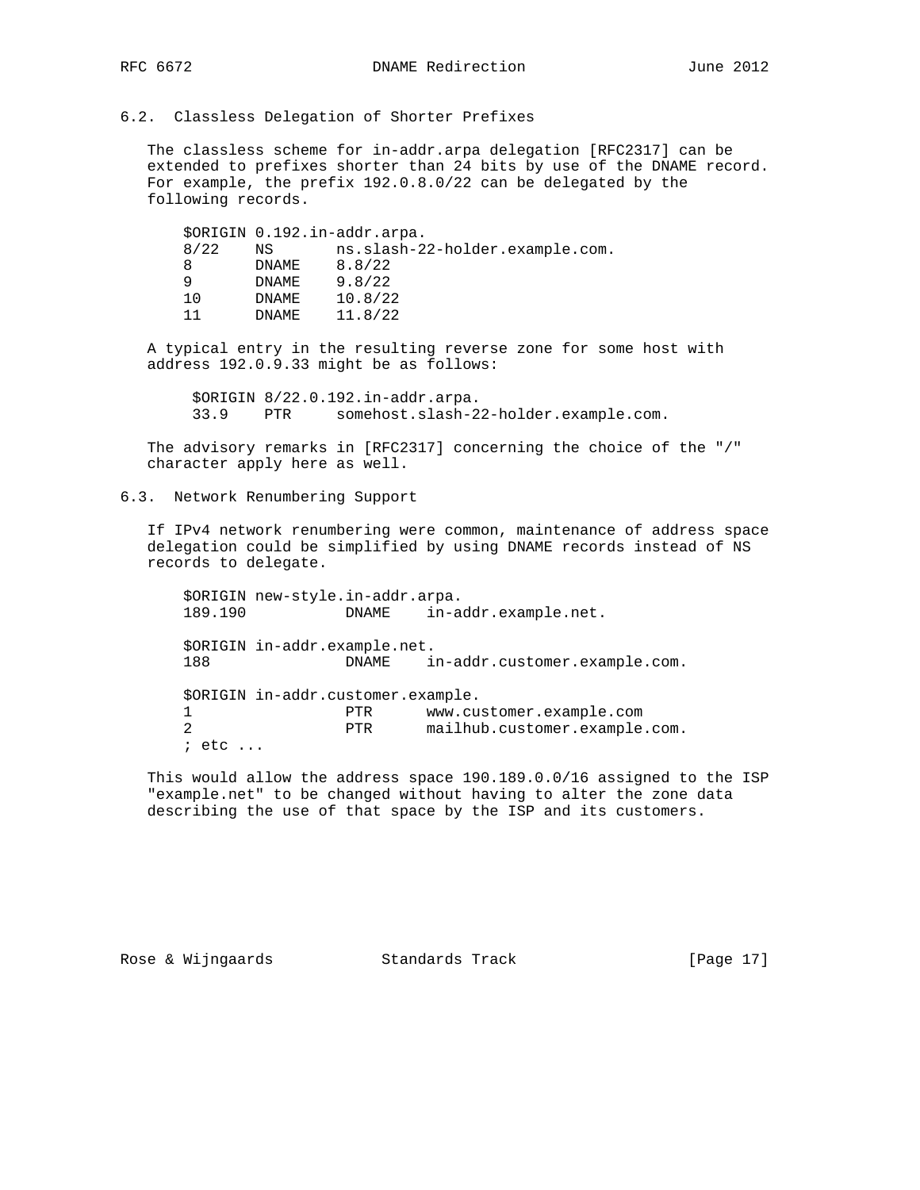### 6.2. Classless Delegation of Shorter Prefixes

The classless scheme for in-addr.arpa delegation [RFC2317] can be extended to prefixes shorter than 24 bits by use of the DNAME record. For example, the prefix 192.0.8.0/22 can be delegated by the following records.

```
$ORIGIN 0.192.in-addr.arpa.
8/22    NS       ns.slash-22-holder.example.com.
8       DNAME    8.8/22
9       DNAME    9.8/22
10      DNAME    10.8/22
11      DNAME    11.8/22
```

A typical entry in the resulting reverse zone for some host with address 192.0.9.33 might be as follows:

```
 $ORIGIN 8/22.0.192.in-addr.arpa.
 33.9    PTR     somehost.slash-22-holder.example.com.
```

The advisory remarks in [RFC2317] concerning the choice of the "/" character apply here as well.

### 6.3. Network Renumbering Support

If IPv4 network renumbering were common, maintenance of address space delegation could be simplified by using DNAME records instead of NS records to delegate.

```
$ORIGIN new-style.in-addr.arpa.
189.190           DNAME    in-addr.example.net.

$ORIGIN in-addr.example.net.
188               DNAME    in-addr.customer.example.com.

$ORIGIN in-addr.customer.example.
1                 PTR      www.customer.example.com
2                 PTR      mailhub.customer.example.com.
; etc ...
```

This would allow the address space 190.189.0.0/16 assigned to the ISP "example.net" to be changed without having to alter the zone data describing the use of that space by the ISP and its customers.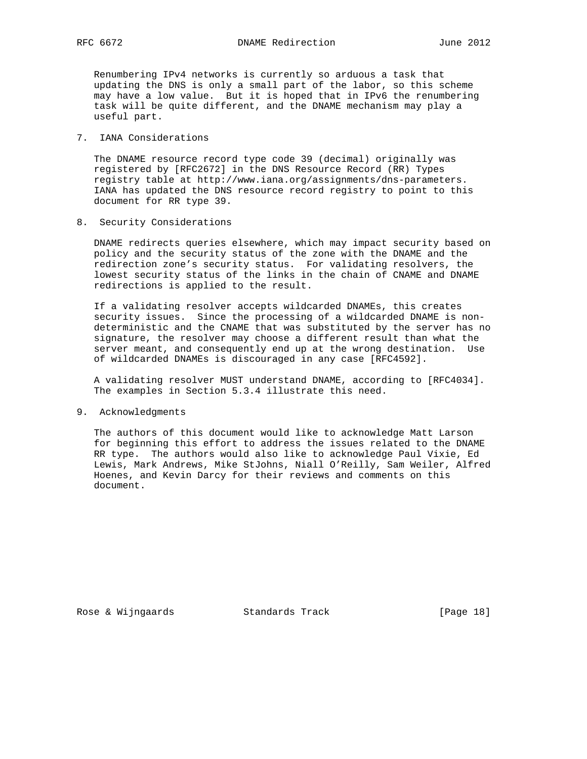Renumbering IPv4 networks is currently so arduous a task that updating the DNS is only a small part of the labor, so this scheme may have a low value. But it is hoped that in IPv6 the renumbering task will be quite different, and the DNAME mechanism may play a useful part.

## 7. IANA Considerations

The DNAME resource record type code 39 (decimal) originally was registered by [RFC2672] in the DNS Resource Record (RR) Types registry table at http://www.iana.org/assignments/dns-parameters. IANA has updated the DNS resource record registry to point to this document for RR type 39.

## 8. Security Considerations

DNAME redirects queries elsewhere, which may impact security based on policy and the security status of the zone with the DNAME and the redirection zone's security status. For validating resolvers, the lowest security status of the links in the chain of CNAME and DNAME redirections is applied to the result.

If a validating resolver accepts wildcarded DNAMEs, this creates security issues. Since the processing of a wildcarded DNAME is non-deterministic and the CNAME that was substituted by the server has no signature, the resolver may choose a different result than what the server meant, and consequently end up at the wrong destination. Use of wildcarded DNAMEs is discouraged in any case [RFC4592].

A validating resolver MUST understand DNAME, according to [RFC4034]. The examples in Section 5.3.4 illustrate this need.

## 9. Acknowledgments

The authors of this document would like to acknowledge Matt Larson for beginning this effort to address the issues related to the DNAME RR type. The authors would also like to acknowledge Paul Vixie, Ed Lewis, Mark Andrews, Mike StJohns, Niall O'Reilly, Sam Weiler, Alfred Hoenes, and Kevin Darcy for their reviews and comments on this document.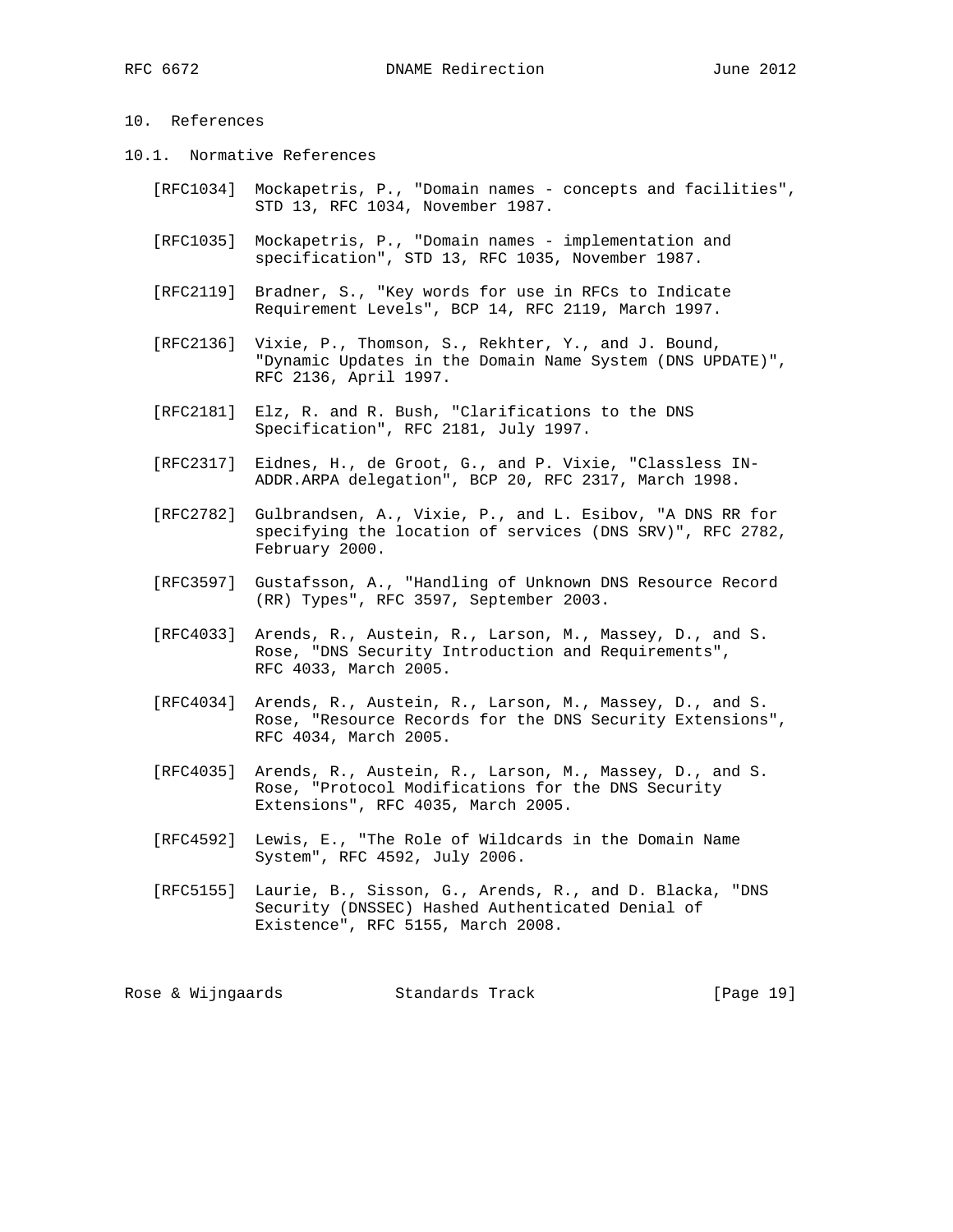# 10. References

## 10.1. Normative References

[RFC1034] Mockapetris, P., "Domain names - concepts and facilities", STD 13, RFC 1034, November 1987.

[RFC1035] Mockapetris, P., "Domain names - implementation and specification", STD 13, RFC 1035, November 1987.

[RFC2119] Bradner, S., "Key words for use in RFCs to Indicate Requirement Levels", BCP 14, RFC 2119, March 1997.

[RFC2136] Vixie, P., Thomson, S., Rekhter, Y., and J. Bound, "Dynamic Updates in the Domain Name System (DNS UPDATE)", RFC 2136, April 1997.

[RFC2181] Elz, R. and R. Bush, "Clarifications to the DNS Specification", RFC 2181, July 1997.

[RFC2317] Eidnes, H., de Groot, G., and P. Vixie, "Classless IN-ADDR.ARPA delegation", BCP 20, RFC 2317, March 1998.

[RFC2782] Gulbrandsen, A., Vixie, P., and L. Esibov, "A DNS RR for specifying the location of services (DNS SRV)", RFC 2782, February 2000.

[RFC3597] Gustafsson, A., "Handling of Unknown DNS Resource Record (RR) Types", RFC 3597, September 2003.

[RFC4033] Arends, R., Austein, R., Larson, M., Massey, D., and S. Rose, "DNS Security Introduction and Requirements", RFC 4033, March 2005.

[RFC4034] Arends, R., Austein, R., Larson, M., Massey, D., and S. Rose, "Resource Records for the DNS Security Extensions", RFC 4034, March 2005.

[RFC4035] Arends, R., Austein, R., Larson, M., Massey, D., and S. Rose, "Protocol Modifications for the DNS Security Extensions", RFC 4035, March 2005.

[RFC4592] Lewis, E., "The Role of Wildcards in the Domain Name System", RFC 4592, July 2006.

[RFC5155] Laurie, B., Sisson, G., Arends, R., and D. Blacka, "DNS Security (DNSSEC) Hashed Authenticated Denial of Existence", RFC 5155, March 2008.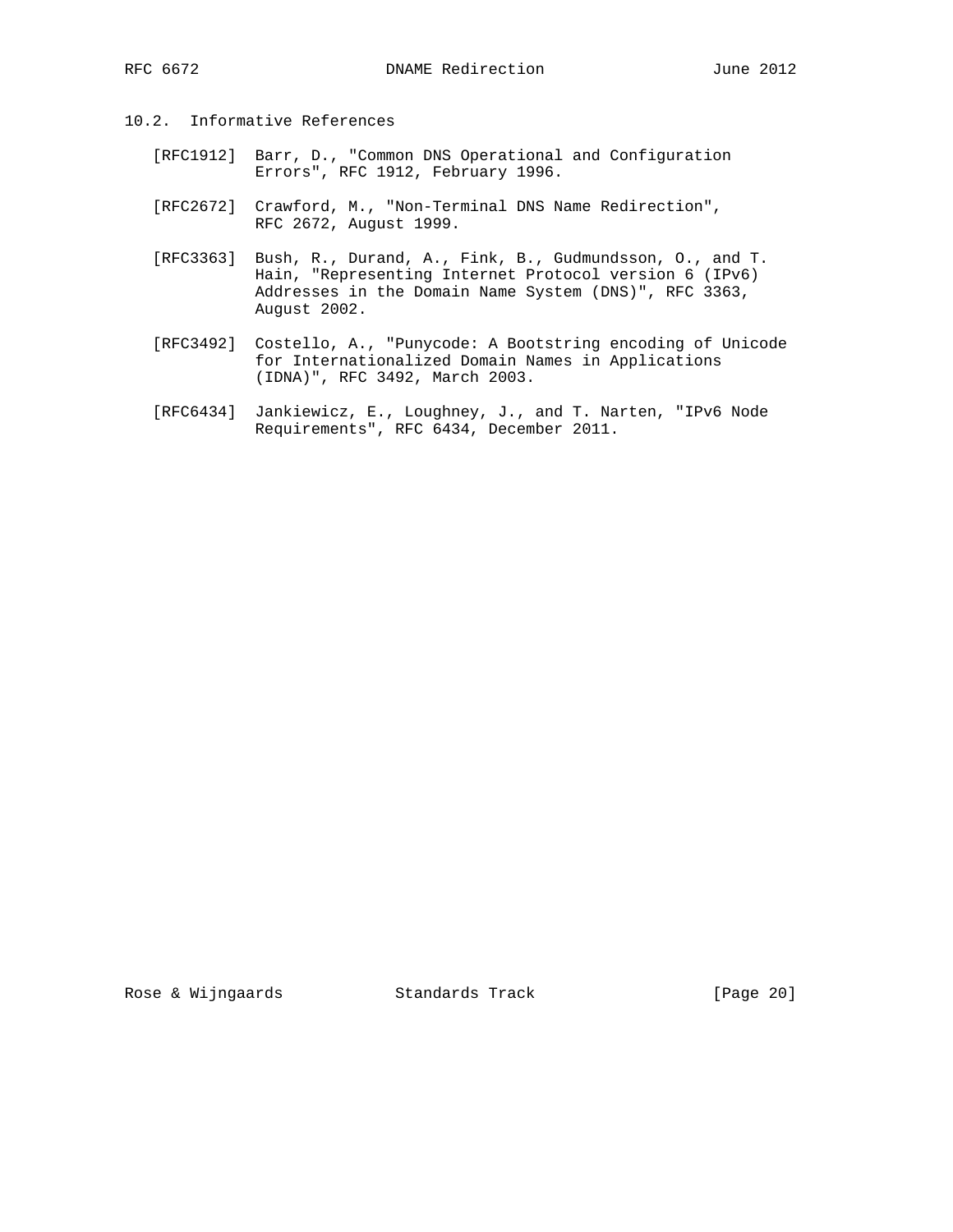### 10.2. Informative References

[RFC1912] Barr, D., "Common DNS Operational and Configuration Errors", RFC 1912, February 1996.

[RFC2672] Crawford, M., "Non-Terminal DNS Name Redirection", RFC 2672, August 1999.

[RFC3363] Bush, R., Durand, A., Fink, B., Gudmundsson, O., and T. Hain, "Representing Internet Protocol version 6 (IPv6) Addresses in the Domain Name System (DNS)", RFC 3363, August 2002.

[RFC3492] Costello, A., "Punycode: A Bootstring encoding of Unicode for Internationalized Domain Names in Applications (IDNA)", RFC 3492, March 2003.

[RFC6434] Jankiewicz, E., Loughney, J., and T. Narten, "IPv6 Node Requirements", RFC 6434, December 2011.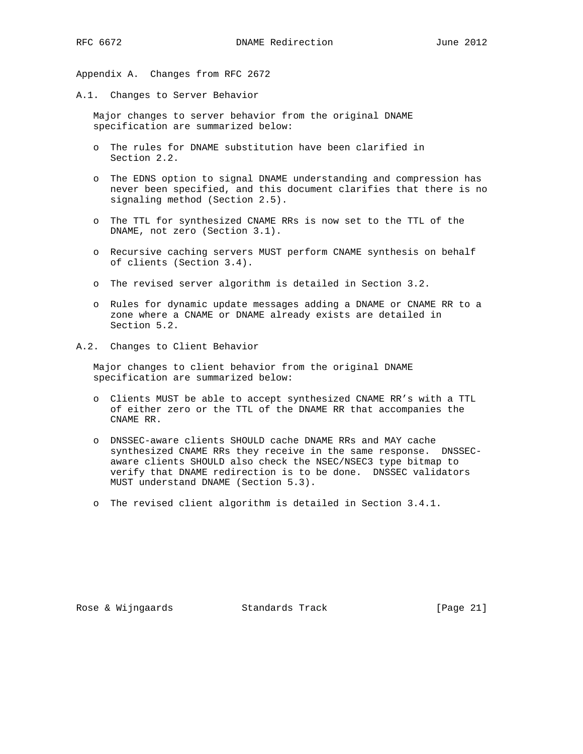# Appendix A. Changes from RFC 2672

## A.1. Changes to Server Behavior

Major changes to server behavior from the original DNAME specification are summarized below:

- The rules for DNAME substitution have been clarified in Section 2.2.
- The EDNS option to signal DNAME understanding and compression has never been specified, and this document clarifies that there is no signaling method (Section 2.5).
- The TTL for synthesized CNAME RRs is now set to the TTL of the DNAME, not zero (Section 3.1).
- Recursive caching servers MUST perform CNAME synthesis on behalf of clients (Section 3.4).
- The revised server algorithm is detailed in Section 3.2.
- Rules for dynamic update messages adding a DNAME or CNAME RR to a zone where a CNAME or DNAME already exists are detailed in Section 5.2.

## A.2. Changes to Client Behavior

Major changes to client behavior from the original DNAME specification are summarized below:

- Clients MUST be able to accept synthesized CNAME RR's with a TTL of either zero or the TTL of the DNAME RR that accompanies the CNAME RR.
- DNSSEC-aware clients SHOULD cache DNAME RRs and MAY cache synthesized CNAME RRs they receive in the same response. DNSSEC-aware clients SHOULD also check the NSEC/NSEC3 type bitmap to verify that DNAME redirection is to be done. DNSSEC validators MUST understand DNAME (Section 5.3).
- The revised client algorithm is detailed in Section 3.4.1.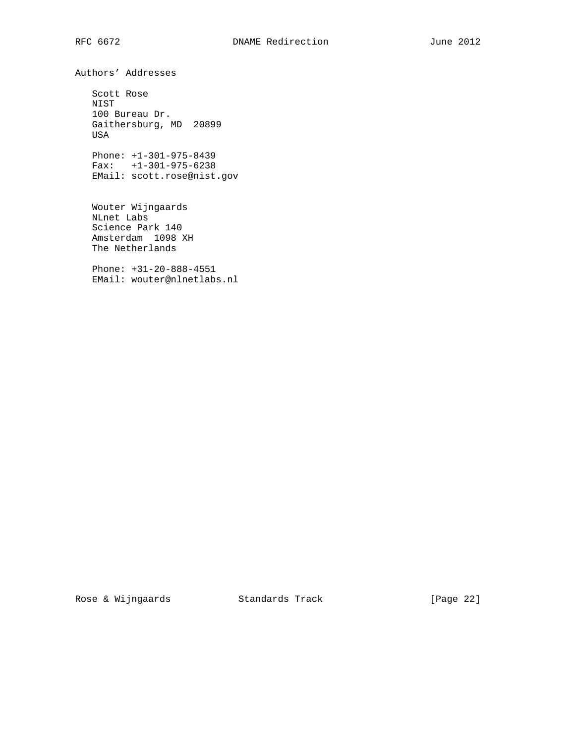## Authors' Addresses

Scott Rose
NIST
100 Bureau Dr.
Gaithersburg, MD  20899
USA

Phone: +1-301-975-8439
Fax:   +1-301-975-6238
EMail: scott.rose@nist.gov

Wouter Wijngaards
NLnet Labs
Science Park 140
Amsterdam  1098 XH
The Netherlands

Phone: +31-20-888-4551
EMail: wouter@nlnetlabs.nl